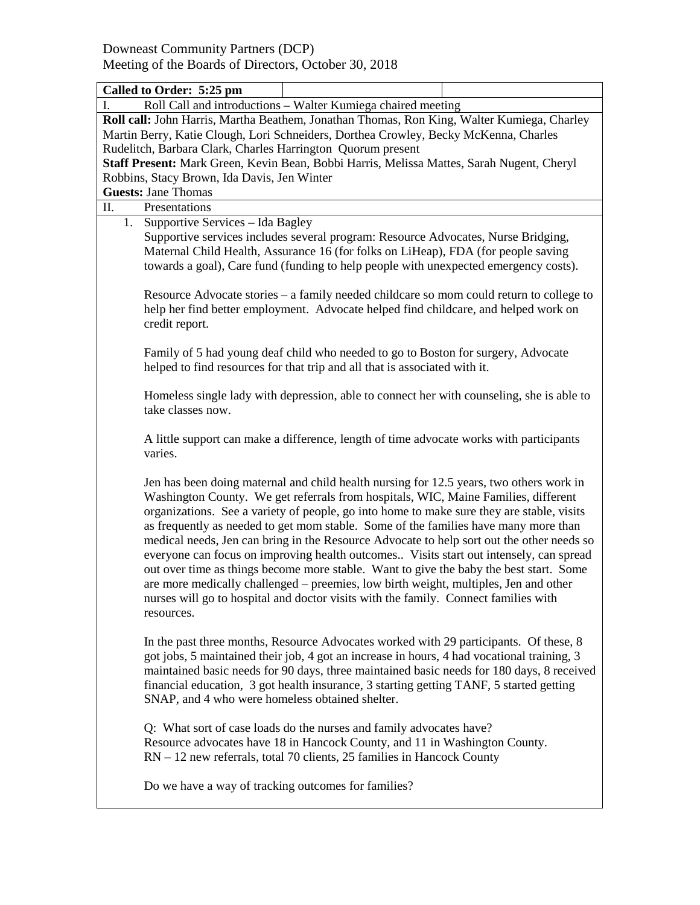Downeast Community Partners (DCP)
Meeting of the Boards of Directors, October 30, 2018

**Called to Order: 5:25 pm**

I. Roll Call and introductions – Walter Kumiega chaired meeting

**Roll call:** John Harris, Martha Beathem, Jonathan Thomas, Ron King, Walter Kumiega, Charley Martin Berry, Katie Clough, Lori Schneiders, Dorthea Crowley, Becky McKenna, Charles Rudelitch, Barbara Clark, Charles Harrington Quorum present

**Staff Present:** Mark Green, Kevin Bean, Bobbi Harris, Melissa Mattes, Sarah Nugent, Cheryl Robbins, Stacy Brown, Ida Davis, Jen Winter

**Guests:** Jane Thomas

II. Presentations

1. Supportive Services – Ida Bagley

   Supportive services includes several program: Resource Advocates, Nurse Bridging, Maternal Child Health, Assurance 16 (for folks on LiHeap), FDA (for people saving towards a goal), Care fund (funding to help people with unexpected emergency costs).

   Resource Advocate stories – a family needed childcare so mom could return to college to help her find better employment. Advocate helped find childcare, and helped work on credit report.

   Family of 5 had young deaf child who needed to go to Boston for surgery, Advocate helped to find resources for that trip and all that is associated with it.

   Homeless single lady with depression, able to connect her with counseling, she is able to take classes now.

   A little support can make a difference, length of time advocate works with participants varies.

   Jen has been doing maternal and child health nursing for 12.5 years, two others work in Washington County. We get referrals from hospitals, WIC, Maine Families, different organizations. See a variety of people, go into home to make sure they are stable, visits as frequently as needed to get mom stable. Some of the families have many more than medical needs, Jen can bring in the Resource Advocate to help sort out the other needs so everyone can focus on improving health outcomes.. Visits start out intensely, can spread out over time as things become more stable. Want to give the baby the best start. Some are more medically challenged – preemies, low birth weight, multiples, Jen and other nurses will go to hospital and doctor visits with the family. Connect families with resources.

   In the past three months, Resource Advocates worked with 29 participants. Of these, 8 got jobs, 5 maintained their job, 4 got an increase in hours, 4 had vocational training, 3 maintained basic needs for 90 days, three maintained basic needs for 180 days, 8 received financial education, 3 got health insurance, 3 starting getting TANF, 5 started getting SNAP, and 4 who were homeless obtained shelter.

   Q: What sort of case loads do the nurses and family advocates have?
   Resource advocates have 18 in Hancock County, and 11 in Washington County.
   RN – 12 new referrals, total 70 clients, 25 families in Hancock County

   Do we have a way of tracking outcomes for families?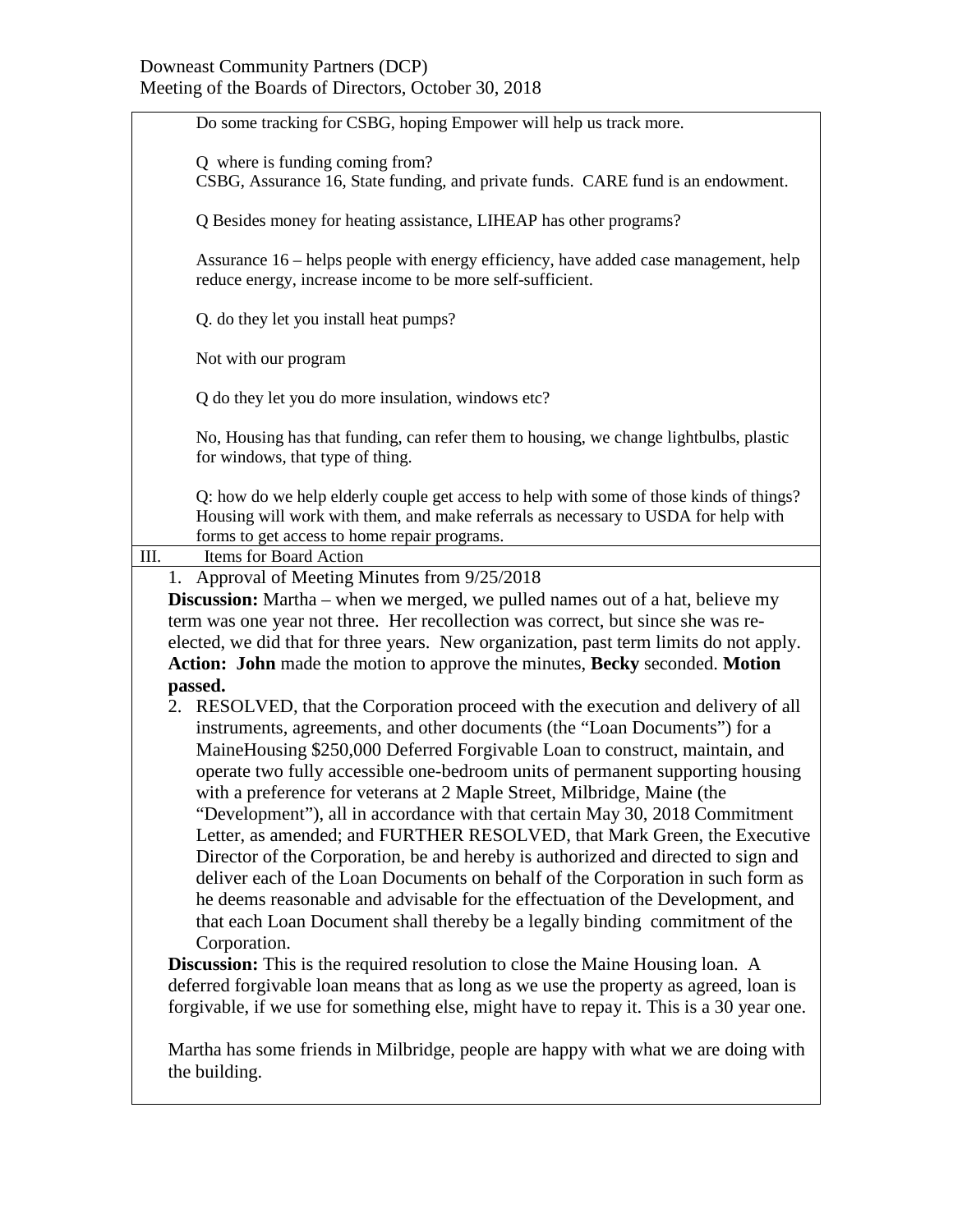Do some tracking for CSBG, hoping Empower will help us track more.

Q where is funding coming from?
CSBG, Assurance 16, State funding, and private funds. CARE fund is an endowment.

Q Besides money for heating assistance, LIHEAP has other programs?

Assurance 16 – helps people with energy efficiency, have added case management, help reduce energy, increase income to be more self-sufficient.

Q. do they let you install heat pumps?

Not with our program

Q do they let you do more insulation, windows etc?

No, Housing has that funding, can refer them to housing, we change lightbulbs, plastic for windows, that type of thing.

Q: how do we help elderly couple get access to help with some of those kinds of things?
Housing will work with them, and make referrals as necessary to USDA for help with forms to get access to home repair programs.

## III. Items for Board Action

1. Approval of Meeting Minutes from 9/25/2018

**Discussion:** Martha – when we merged, we pulled names out of a hat, believe my term was one year not three. Her recollection was correct, but since she was re-elected, we did that for three years. New organization, past term limits do not apply.
**Action: John** made the motion to approve the minutes, **Becky** seconded. **Motion passed.**

2. RESOLVED, that the Corporation proceed with the execution and delivery of all instruments, agreements, and other documents (the "Loan Documents") for a MaineHousing $250,000 Deferred Forgivable Loan to construct, maintain, and operate two fully accessible one-bedroom units of permanent supporting housing with a preference for veterans at 2 Maple Street, Milbridge, Maine (the "Development"), all in accordance with that certain May 30, 2018 Commitment Letter, as amended; and FURTHER RESOLVED, that Mark Green, the Executive Director of the Corporation, be and hereby is authorized and directed to sign and deliver each of the Loan Documents on behalf of the Corporation in such form as he deems reasonable and advisable for the effectuation of the Development, and that each Loan Document shall thereby be a legally binding commitment of the Corporation.

**Discussion:** This is the required resolution to close the Maine Housing loan. A deferred forgivable loan means that as long as we use the property as agreed, loan is forgivable, if we use for something else, might have to repay it. This is a 30 year one.

Martha has some friends in Milbridge, people are happy with what we are doing with the building.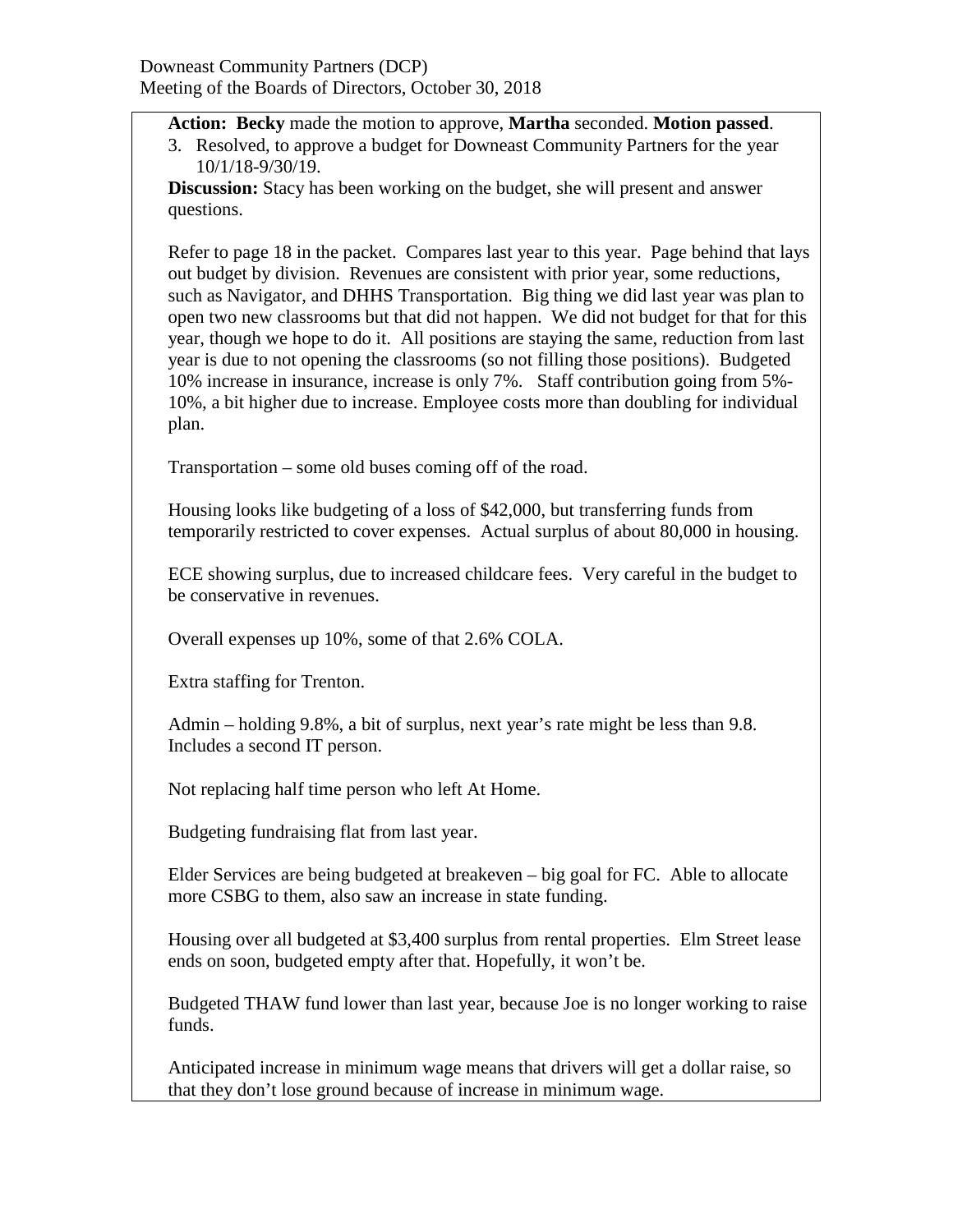**Action:** **Becky** made the motion to approve, **Martha** seconded. **Motion passed**.

3. Resolved, to approve a budget for Downeast Community Partners for the year 10/1/18-9/30/19.

**Discussion:** Stacy has been working on the budget, she will present and answer questions.

Refer to page 18 in the packet. Compares last year to this year. Page behind that lays out budget by division. Revenues are consistent with prior year, some reductions, such as Navigator, and DHHS Transportation. Big thing we did last year was plan to open two new classrooms but that did not happen. We did not budget for that for this year, though we hope to do it. All positions are staying the same, reduction from last year is due to not opening the classrooms (so not filling those positions). Budgeted 10% increase in insurance, increase is only 7%. Staff contribution going from 5%-10%, a bit higher due to increase. Employee costs more than doubling for individual plan.

Transportation – some old buses coming off of the road.

Housing looks like budgeting of a loss of $42,000, but transferring funds from temporarily restricted to cover expenses. Actual surplus of about 80,000 in housing.

ECE showing surplus, due to increased childcare fees. Very careful in the budget to be conservative in revenues.

Overall expenses up 10%, some of that 2.6% COLA.

Extra staffing for Trenton.

Admin – holding 9.8%, a bit of surplus, next year's rate might be less than 9.8. Includes a second IT person.

Not replacing half time person who left At Home.

Budgeting fundraising flat from last year.

Elder Services are being budgeted at breakeven – big goal for FC. Able to allocate more CSBG to them, also saw an increase in state funding.

Housing over all budgeted at $3,400 surplus from rental properties. Elm Street lease ends on soon, budgeted empty after that. Hopefully, it won't be.

Budgeted THAW fund lower than last year, because Joe is no longer working to raise funds.

Anticipated increase in minimum wage means that drivers will get a dollar raise, so that they don't lose ground because of increase in minimum wage.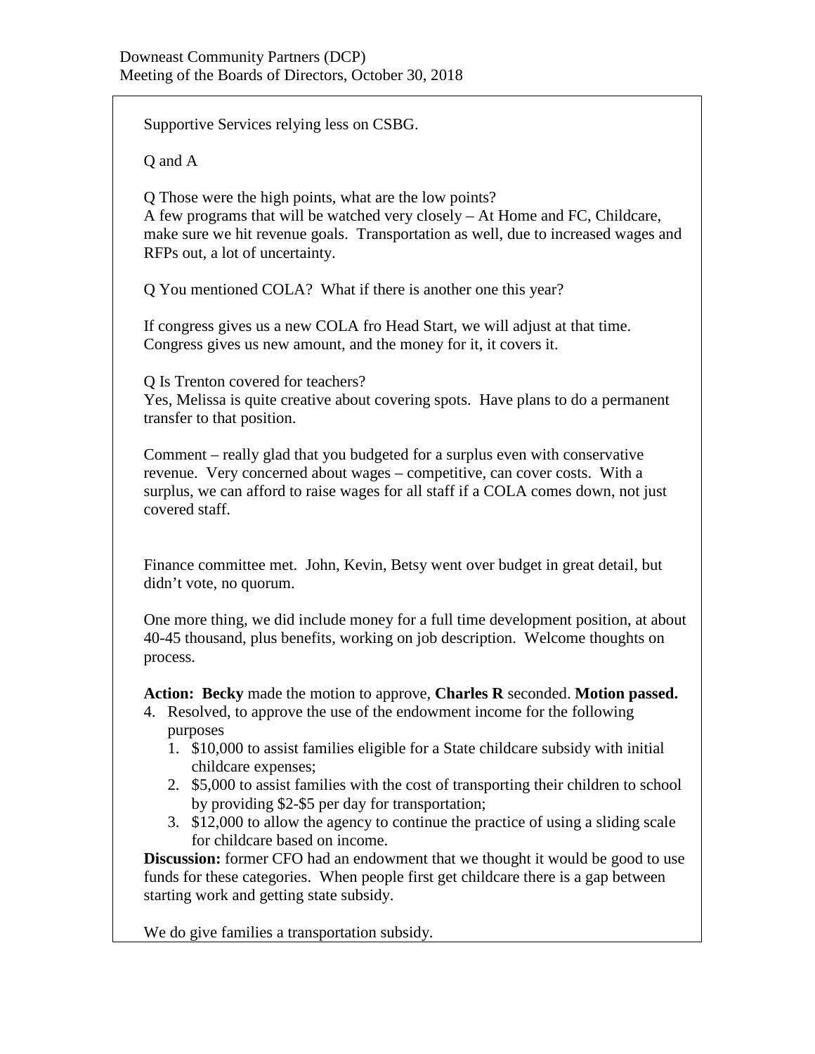Supportive Services relying less on CSBG.

Q and A

Q Those were the high points, what are the low points?
A few programs that will be watched very closely – At Home and FC, Childcare, make sure we hit revenue goals. Transportation as well, due to increased wages and RFPs out, a lot of uncertainty.

Q You mentioned COLA? What if there is another one this year?

If congress gives us a new COLA fro Head Start, we will adjust at that time. Congress gives us new amount, and the money for it, it covers it.

Q Is Trenton covered for teachers?
Yes, Melissa is quite creative about covering spots. Have plans to do a permanent transfer to that position.

Comment – really glad that you budgeted for a surplus even with conservative revenue. Very concerned about wages – competitive, can cover costs. With a surplus, we can afford to raise wages for all staff if a COLA comes down, not just covered staff.

Finance committee met. John, Kevin, Betsy went over budget in great detail, but didn't vote, no quorum.

One more thing, we did include money for a full time development position, at about 40-45 thousand, plus benefits, working on job description. Welcome thoughts on process.

**Action: Becky** made the motion to approve, **Charles R** seconded. **Motion passed.**

4. Resolved, to approve the use of the endowment income for the following purposes
   1. $10,000 to assist families eligible for a State childcare subsidy with initial childcare expenses;
   2. $5,000 to assist families with the cost of transporting their children to school by providing $2-$5 per day for transportation;
   3. $12,000 to allow the agency to continue the practice of using a sliding scale for childcare based on income.

**Discussion:** former CFO had an endowment that we thought it would be good to use funds for these categories. When people first get childcare there is a gap between starting work and getting state subsidy.

We do give families a transportation subsidy.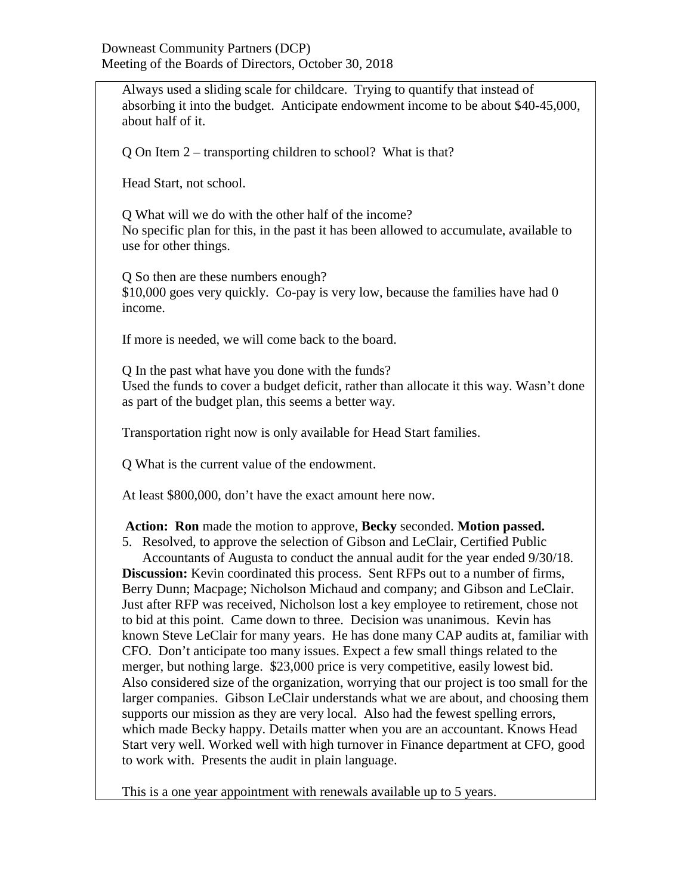Always used a sliding scale for childcare. Trying to quantify that instead of absorbing it into the budget. Anticipate endowment income to be about $40-45,000, about half of it.

Q On Item 2 – transporting children to school? What is that?

Head Start, not school.

Q What will we do with the other half of the income?
No specific plan for this, in the past it has been allowed to accumulate, available to use for other things.

Q So then are these numbers enough?
$10,000 goes very quickly. Co-pay is very low, because the families have had 0 income.

If more is needed, we will come back to the board.

Q In the past what have you done with the funds?
Used the funds to cover a budget deficit, rather than allocate it this way. Wasn't done as part of the budget plan, this seems a better way.

Transportation right now is only available for Head Start families.

Q What is the current value of the endowment.

At least $800,000, don't have the exact amount here now.

**Action: Ron** made the motion to approve, **Becky** seconded. **Motion passed.**

5. Resolved, to approve the selection of Gibson and LeClair, Certified Public Accountants of Augusta to conduct the annual audit for the year ended 9/30/18.

**Discussion:** Kevin coordinated this process. Sent RFPs out to a number of firms, Berry Dunn; Macpage; Nicholson Michaud and company; and Gibson and LeClair. Just after RFP was received, Nicholson lost a key employee to retirement, chose not to bid at this point. Came down to three. Decision was unanimous. Kevin has known Steve LeClair for many years. He has done many CAP audits at, familiar with CFO. Don't anticipate too many issues. Expect a few small things related to the merger, but nothing large. $23,000 price is very competitive, easily lowest bid. Also considered size of the organization, worrying that our project is too small for the larger companies. Gibson LeClair understands what we are about, and choosing them supports our mission as they are very local. Also had the fewest spelling errors, which made Becky happy. Details matter when you are an accountant. Knows Head Start very well. Worked well with high turnover in Finance department at CFO, good to work with. Presents the audit in plain language.

This is a one year appointment with renewals available up to 5 years.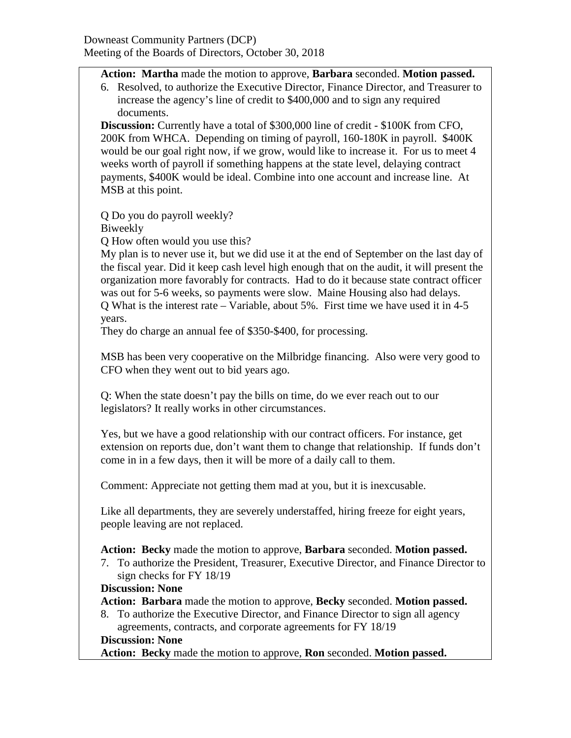**Action: Martha** made the motion to approve, **Barbara** seconded. **Motion passed.**

6. Resolved, to authorize the Executive Director, Finance Director, and Treasurer to increase the agency's line of credit to $400,000 and to sign any required documents.

**Discussion:** Currently have a total of $300,000 line of credit - $100K from CFO, 200K from WHCA. Depending on timing of payroll, 160-180K in payroll. $400K would be our goal right now, if we grow, would like to increase it. For us to meet 4 weeks worth of payroll if something happens at the state level, delaying contract payments, $400K would be ideal. Combine into one account and increase line. At MSB at this point.

Q Do you do payroll weekly?
Biweekly
Q How often would you use this?
My plan is to never use it, but we did use it at the end of September on the last day of the fiscal year. Did it keep cash level high enough that on the audit, it will present the organization more favorably for contracts. Had to do it because state contract officer was out for 5-6 weeks, so payments were slow. Maine Housing also had delays.
Q What is the interest rate – Variable, about 5%. First time we have used it in 4-5 years.
They do charge an annual fee of $350-$400, for processing.

MSB has been very cooperative on the Milbridge financing. Also were very good to CFO when they went out to bid years ago.

Q: When the state doesn't pay the bills on time, do we ever reach out to our legislators? It really works in other circumstances.

Yes, but we have a good relationship with our contract officers. For instance, get extension on reports due, don't want them to change that relationship. If funds don't come in in a few days, then it will be more of a daily call to them.

Comment: Appreciate not getting them mad at you, but it is inexcusable.

Like all departments, they are severely understaffed, hiring freeze for eight years, people leaving are not replaced.

**Action: Becky** made the motion to approve, **Barbara** seconded. **Motion passed.**

7. To authorize the President, Treasurer, Executive Director, and Finance Director to sign checks for FY 18/19

**Discussion: None**

**Action: Barbara** made the motion to approve, **Becky** seconded. **Motion passed.**

8. To authorize the Executive Director, and Finance Director to sign all agency agreements, contracts, and corporate agreements for FY 18/19

**Discussion: None**

**Action: Becky** made the motion to approve, **Ron** seconded. **Motion passed.**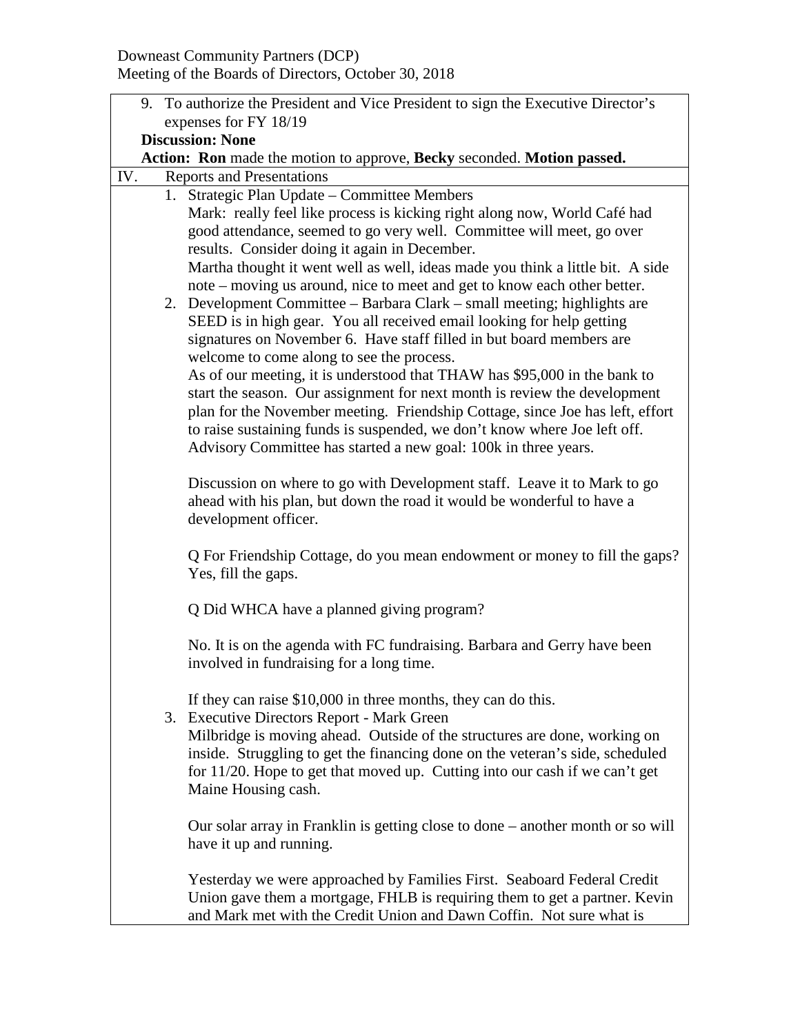Downeast Community Partners (DCP)
Meeting of the Boards of Directors, October 30, 2018

9. To authorize the President and Vice President to sign the Executive Director's expenses for FY 18/19

**Discussion: None**

**Action: Ron** made the motion to approve, **Becky** seconded. **Motion passed.**

IV. Reports and Presentations

1. Strategic Plan Update – Committee Members
   Mark: really feel like process is kicking right along now, World Café had good attendance, seemed to go very well. Committee will meet, go over results. Consider doing it again in December.
   Martha thought it went well as well, ideas made you think a little bit. A side note – moving us around, nice to meet and get to know each other better.
2. Development Committee – Barbara Clark – small meeting; highlights are SEED is in high gear. You all received email looking for help getting signatures on November 6. Have staff filled in but board members are welcome to come along to see the process.
   As of our meeting, it is understood that THAW has $95,000 in the bank to start the season. Our assignment for next month is review the development plan for the November meeting. Friendship Cottage, since Joe has left, effort to raise sustaining funds is suspended, we don't know where Joe left off. Advisory Committee has started a new goal: 100k in three years.

   Discussion on where to go with Development staff. Leave it to Mark to go ahead with his plan, but down the road it would be wonderful to have a development officer.

   Q For Friendship Cottage, do you mean endowment or money to fill the gaps? Yes, fill the gaps.

   Q Did WHCA have a planned giving program?

   No. It is on the agenda with FC fundraising. Barbara and Gerry have been involved in fundraising for a long time.

   If they can raise $10,000 in three months, they can do this.
3. Executive Directors Report - Mark Green
   Milbridge is moving ahead. Outside of the structures are done, working on inside. Struggling to get the financing done on the veteran's side, scheduled for 11/20. Hope to get that moved up. Cutting into our cash if we can't get Maine Housing cash.

   Our solar array in Franklin is getting close to done – another month or so will have it up and running.

   Yesterday we were approached by Families First. Seaboard Federal Credit Union gave them a mortgage, FHLB is requiring them to get a partner. Kevin and Mark met with the Credit Union and Dawn Coffin. Not sure what is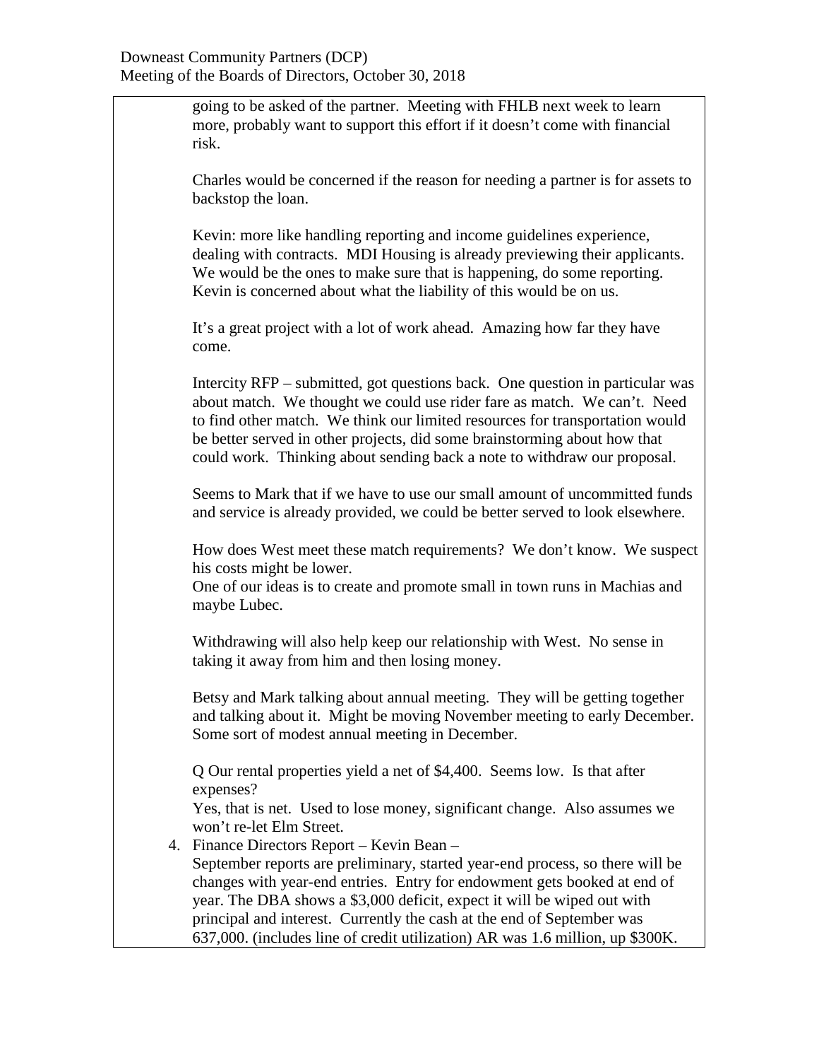going to be asked of the partner. Meeting with FHLB next week to learn more, probably want to support this effort if it doesn't come with financial risk.

Charles would be concerned if the reason for needing a partner is for assets to backstop the loan.

Kevin: more like handling reporting and income guidelines experience, dealing with contracts. MDI Housing is already previewing their applicants. We would be the ones to make sure that is happening, do some reporting. Kevin is concerned about what the liability of this would be on us.

It's a great project with a lot of work ahead. Amazing how far they have come.

Intercity RFP – submitted, got questions back. One question in particular was about match. We thought we could use rider fare as match. We can't. Need to find other match. We think our limited resources for transportation would be better served in other projects, did some brainstorming about how that could work. Thinking about sending back a note to withdraw our proposal.

Seems to Mark that if we have to use our small amount of uncommitted funds and service is already provided, we could be better served to look elsewhere.

How does West meet these match requirements? We don't know. We suspect his costs might be lower.
One of our ideas is to create and promote small in town runs in Machias and maybe Lubec.

Withdrawing will also help keep our relationship with West. No sense in taking it away from him and then losing money.

Betsy and Mark talking about annual meeting. They will be getting together and talking about it. Might be moving November meeting to early December. Some sort of modest annual meeting in December.

Q Our rental properties yield a net of $4,400. Seems low. Is that after expenses?
Yes, that is net. Used to lose money, significant change. Also assumes we won't re-let Elm Street.

4. Finance Directors Report – Kevin Bean –
   September reports are preliminary, started year-end process, so there will be changes with year-end entries. Entry for endowment gets booked at end of year. The DBA shows a $3,000 deficit, expect it will be wiped out with principal and interest. Currently the cash at the end of September was 637,000. (includes line of credit utilization) AR was 1.6 million, up $300K.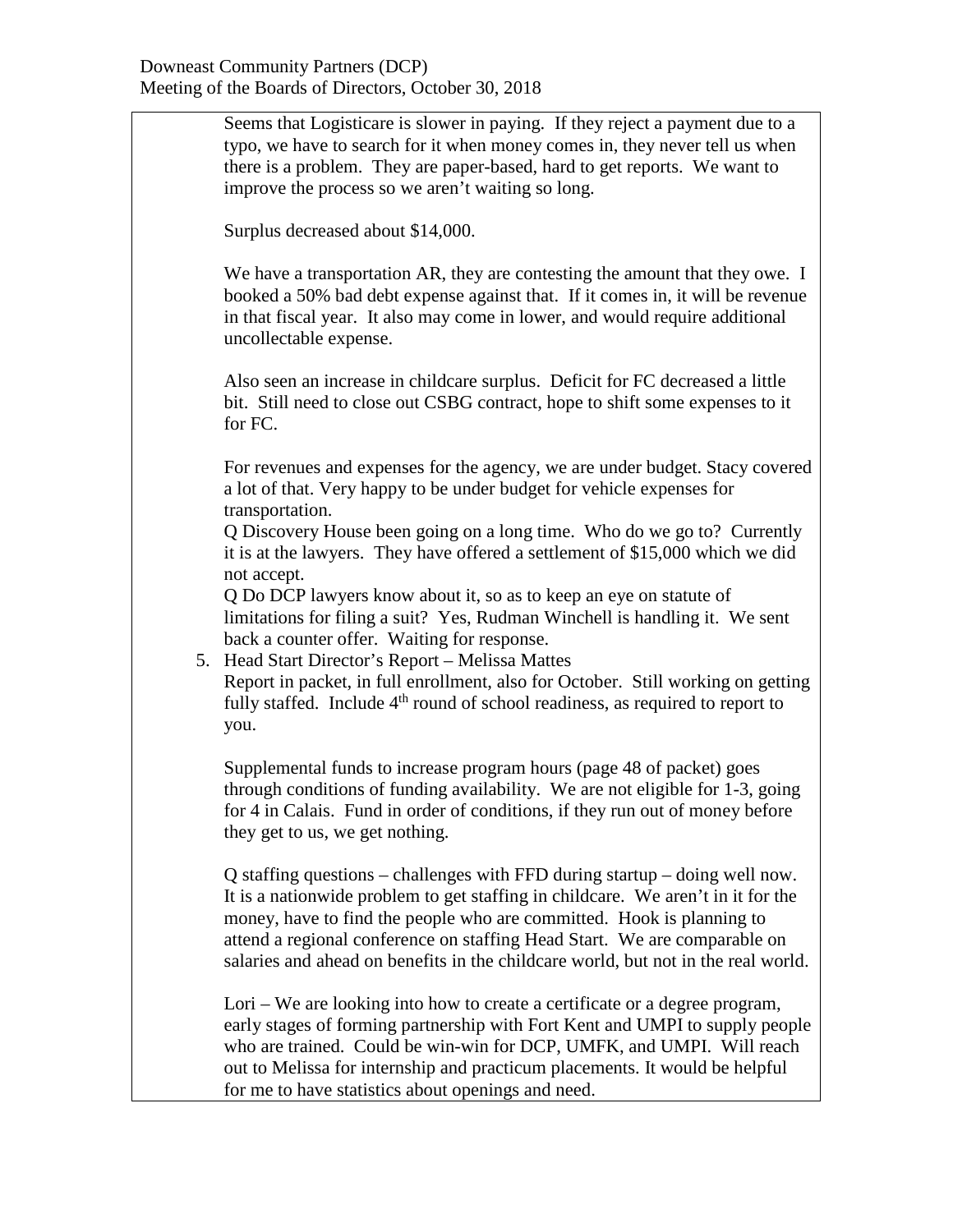Seems that Logisticare is slower in paying. If they reject a payment due to a typo, we have to search for it when money comes in, they never tell us when there is a problem. They are paper-based, hard to get reports. We want to improve the process so we aren't waiting so long.

Surplus decreased about $14,000.

We have a transportation AR, they are contesting the amount that they owe. I booked a 50% bad debt expense against that. If it comes in, it will be revenue in that fiscal year. It also may come in lower, and would require additional uncollectable expense.

Also seen an increase in childcare surplus. Deficit for FC decreased a little bit. Still need to close out CSBG contract, hope to shift some expenses to it for FC.

For revenues and expenses for the agency, we are under budget. Stacy covered a lot of that. Very happy to be under budget for vehicle expenses for transportation.

Q Discovery House been going on a long time. Who do we go to? Currently it is at the lawyers. They have offered a settlement of $15,000 which we did not accept.

Q Do DCP lawyers know about it, so as to keep an eye on statute of limitations for filing a suit? Yes, Rudman Winchell is handling it. We sent back a counter offer. Waiting for response.

5. Head Start Director's Report – Melissa Mattes

   Report in packet, in full enrollment, also for October. Still working on getting fully staffed. Include 4th round of school readiness, as required to report to you.

   Supplemental funds to increase program hours (page 48 of packet) goes through conditions of funding availability. We are not eligible for 1-3, going for 4 in Calais. Fund in order of conditions, if they run out of money before they get to us, we get nothing.

   Q staffing questions – challenges with FFD during startup – doing well now. It is a nationwide problem to get staffing in childcare. We aren't in it for the money, have to find the people who are committed. Hook is planning to attend a regional conference on staffing Head Start. We are comparable on salaries and ahead on benefits in the childcare world, but not in the real world.

   Lori – We are looking into how to create a certificate or a degree program, early stages of forming partnership with Fort Kent and UMPI to supply people who are trained. Could be win-win for DCP, UMFK, and UMPI. Will reach out to Melissa for internship and practicum placements. It would be helpful for me to have statistics about openings and need.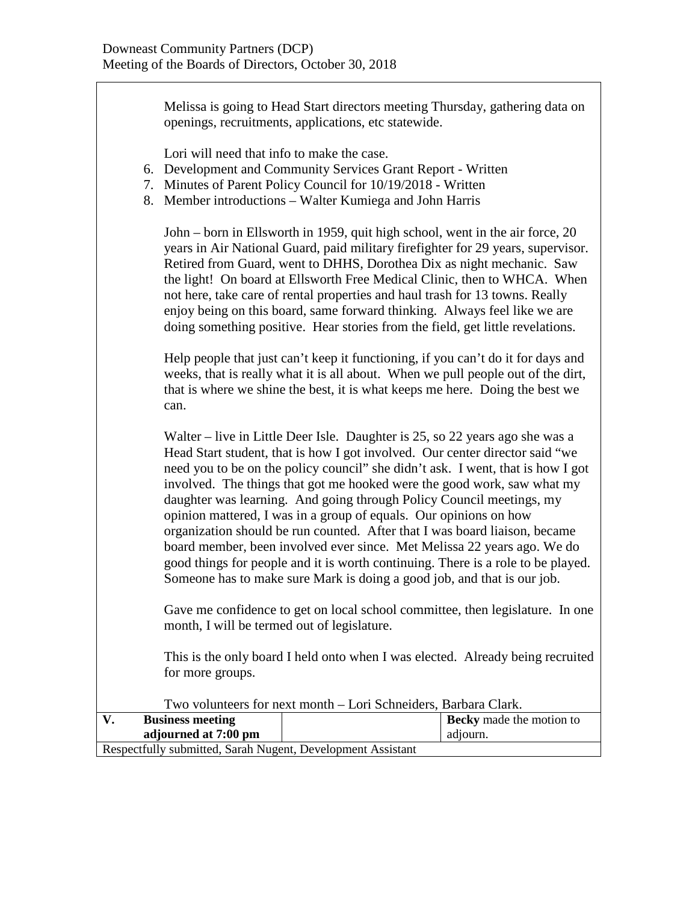Melissa is going to Head Start directors meeting Thursday, gathering data on openings, recruitments, applications, etc statewide.

Lori will need that info to make the case.

6. Development and Community Services Grant Report - Written
7. Minutes of Parent Policy Council for 10/19/2018 - Written
8. Member introductions – Walter Kumiega and John Harris

John – born in Ellsworth in 1959, quit high school, went in the air force, 20 years in Air National Guard, paid military firefighter for 29 years, supervisor. Retired from Guard, went to DHHS, Dorothea Dix as night mechanic. Saw the light! On board at Ellsworth Free Medical Clinic, then to WHCA. When not here, take care of rental properties and haul trash for 13 towns. Really enjoy being on this board, same forward thinking. Always feel like we are doing something positive. Hear stories from the field, get little revelations.

Help people that just can't keep it functioning, if you can't do it for days and weeks, that is really what it is all about. When we pull people out of the dirt, that is where we shine the best, it is what keeps me here. Doing the best we can.

Walter – live in Little Deer Isle. Daughter is 25, so 22 years ago she was a Head Start student, that is how I got involved. Our center director said "we need you to be on the policy council" she didn't ask. I went, that is how I got involved. The things that got me hooked were the good work, saw what my daughter was learning. And going through Policy Council meetings, my opinion mattered, I was in a group of equals. Our opinions on how organization should be run counted. After that I was board liaison, became board member, been involved ever since. Met Melissa 22 years ago. We do good things for people and it is worth continuing. There is a role to be played. Someone has to make sure Mark is doing a good job, and that is our job.

Gave me confidence to get on local school committee, then legislature. In one month, I will be termed out of legislature.

This is the only board I held onto when I was elected. Already being recruited for more groups.

Two volunteers for next month – Lori Schneiders, Barbara Clark.

| | | |
|---|---|---|
| **V. Business meeting adjourned at 7:00 pm** | | **Becky** made the motion to adjourn. |

Respectfully submitted, Sarah Nugent, Development Assistant